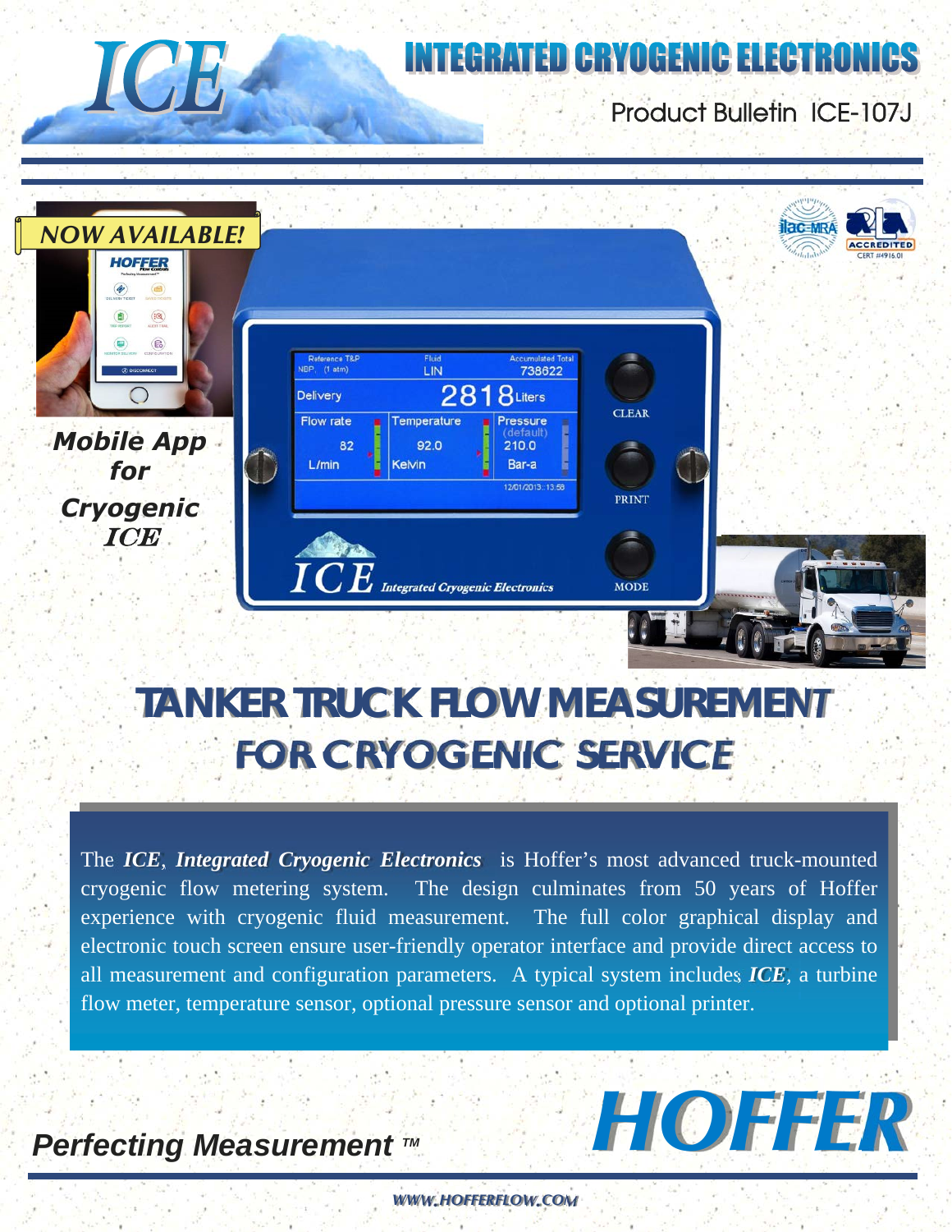# INTEGRATED CRYOGENIC ELECTRONICS

Product Bulletin ICE-107J

**NOW AVAILABLE!**

***Mobile App for Cryogenic ICE***

# TANKER TRUCK FLOW MEASUREMENT
## FOR CRYOGENIC SERVICE

The ***ICE***, ***Integrated Cryogenic Electronics*** is Hoffer's most advanced truck-mounted cryogenic flow metering system. The design culminates from 50 years of Hoffer experience with cryogenic fluid measurement. The full color graphical display and electronic touch screen ensure user-friendly operator interface and provide direct access to all measurement and configuration parameters. A typical system includes ***ICE***, a turbine flow meter, temperature sensor, optional pressure sensor and optional printer.

***Perfecting Measurement ™***

**HOFFER**

WWW.HOFFERFLOW.COM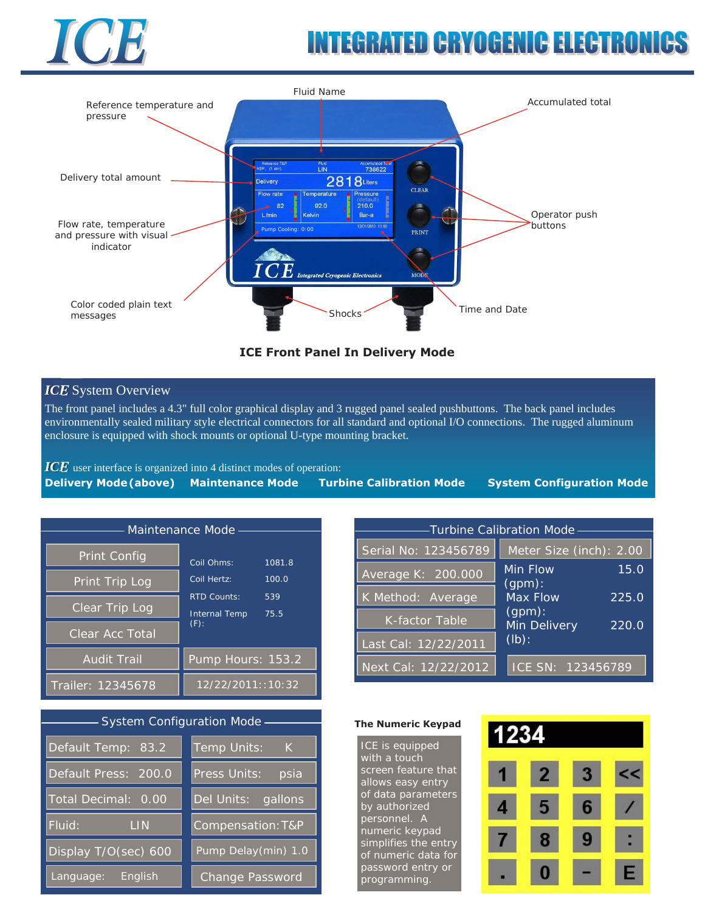# ICE — INTEGRATED CRYOGENIC ELECTRONICS

Fluid Name

Reference temperature and pressure

Accumulated total

Delivery total amount

Operator push buttons

Flow rate, temperature and pressure with visual indicator

Color coded plain text messages

Shocks

Time and Date

**ICE Front Panel In Delivery Mode**

## *ICE* System Overview

The front panel includes a 4.3" full color graphical display and 3 rugged panel sealed pushbuttons. The back panel includes environmentally sealed military style electrical connectors for all standard and optional I/O connections. The rugged aluminum enclosure is equipped with shock mounts or optional U-type mounting bracket.

*ICE* user interface is organized into 4 distinct modes of operation:

**Delivery Mode (above)** **Maintenance Mode** **Turbine Calibration Mode** **System Configuration Mode**

### Maintenance Mode

| | | |
|---|---|---|
| Print Config | Coil Ohms: | 1081.8 |
| Print Trip Log | Coil Hertz: | 100.0 |
| Clear Trip Log | RTD Counts: | 539 |
| Clear Acc Total | Internal Temp (F): | 75.5 |
| Audit Trail | Pump Hours: 153.2 | |
| Trailer: 12345678 | 12/22/2011::10:32 | |

### Turbine Calibration Mode

| | |
|---|---|
| Serial No: 123456789 | Meter Size (inch): 2.00 |
| Average K: 200.000 | Min Flow (gpm): 15.0 |
| K Method: Average | Max Flow (gpm): 225.0 |
| K-factor Table | Min Delivery (lb): 220.0 |
| Last Cal: 12/22/2011 | |
| Next Cal: 12/22/2012 | ICE SN: 123456789 |

### System Configuration Mode

| | |
|---|---|
| Default Temp: 83.2 | Temp Units: K |
| Default Press: 200.0 | Press Units: psia |
| Total Decimal: 0.00 | Del Units: gallons |
| Fluid: LIN | Compensation: T&P |
| Display T/O(sec) 600 | Pump Delay(min) 1.0 |
| Language: English | Change Password |

### The Numeric Keypad

ICE is equipped with a touch screen feature that allows easy entry of data parameters by authorized personnel. A numeric keypad simplifies the entry of numeric data for password entry or programming.

| | | | |
|---|---|---|---|
| 1 | 2 | 3 | << |
| 4 | 5 | 6 | / |
| 7 | 8 | 9 | : |
| . | 0 | - | E |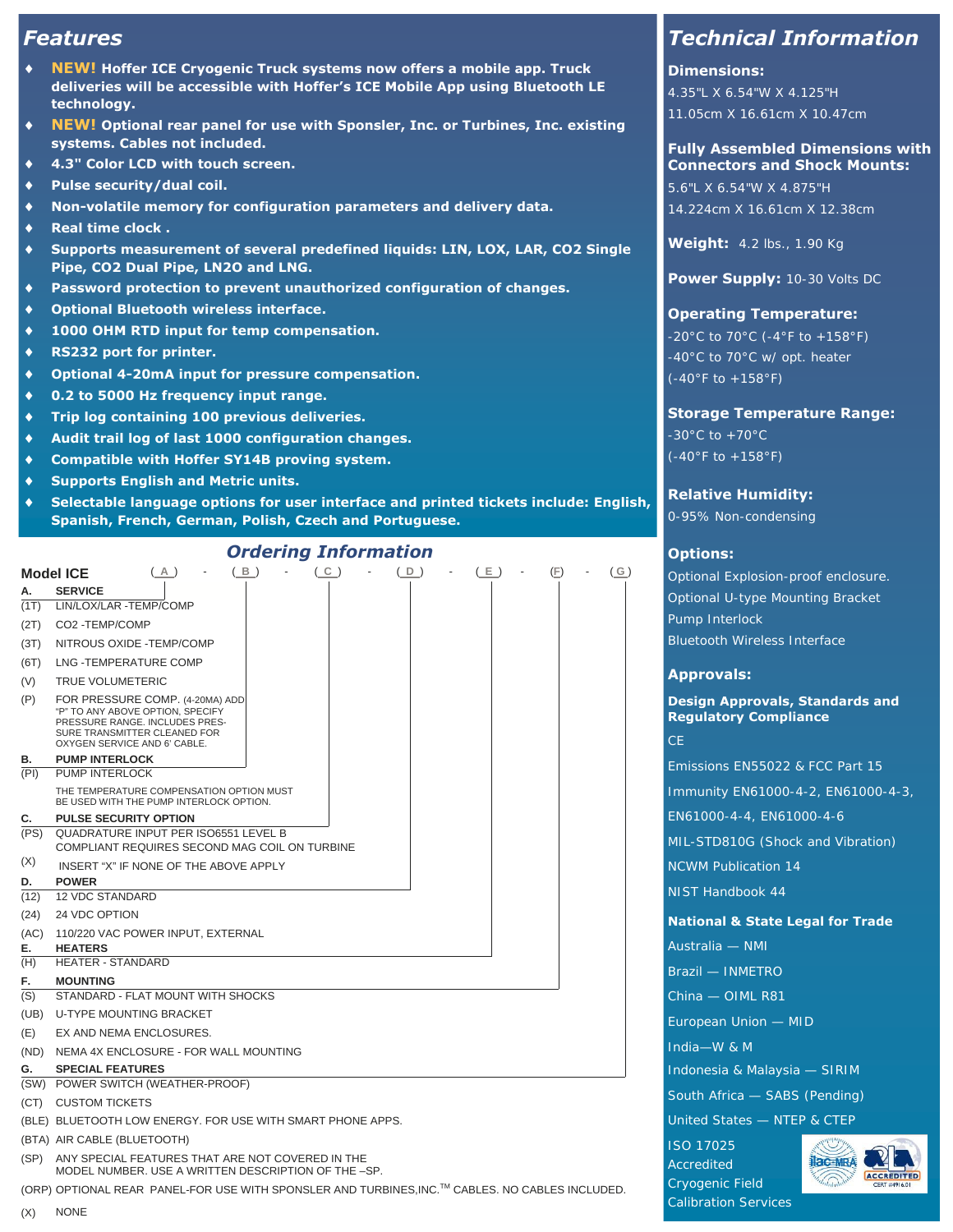## Features

- **NEW! Hoffer ICE Cryogenic Truck systems now offers a mobile app. Truck deliveries will be accessible with Hoffer's ICE Mobile App using Bluetooth LE technology.**
- **NEW! Optional rear panel for use with Sponsler, Inc. or Turbines, Inc. existing systems. Cables not included.**
- **4.3" Color LCD with touch screen.**
- **Pulse security/dual coil.**
- **Non-volatile memory for configuration parameters and delivery data.**
- **Real time clock .**
- **Supports measurement of several predefined liquids: LIN, LOX, LAR, CO2 Single Pipe, CO2 Dual Pipe, LN2O and LNG.**
- **Password protection to prevent unauthorized configuration of changes.**
- **Optional Bluetooth wireless interface.**
- **1000 OHM RTD input for temp compensation.**
- **RS232 port for printer.**
- **Optional 4-20mA input for pressure compensation.**
- **0.2 to 5000 Hz frequency input range.**
- **Trip log containing 100 previous deliveries.**
- **Audit trail log of last 1000 configuration changes.**
- **Compatible with Hoffer SY14B proving system.**
- **Supports English and Metric units.**
- **Selectable language options for user interface and printed tickets include: English, Spanish, French, German, Polish, Czech and Portuguese.**

## Ordering Information

**Model ICE** (A) - (B) - (C) - (D) - (E) - (F) - (G)

**A. SERVICE**
- (1T) LIN/LOX/LAR -TEMP/COMP
- (2T) CO2 -TEMP/COMP
- (3T) NITROUS OXIDE -TEMP/COMP
- (6T) LNG -TEMPERATURE COMP
- (V) TRUE VOLUMETERIC
- (P) FOR PRESSURE COMP. (4-20MA) ADD "P" TO ANY ABOVE OPTION, SPECIFY PRESSURE RANGE. INCLUDES PRESSURE TRANSMITTER CLEANED FOR OXYGEN SERVICE AND 6' CABLE.

**B. PUMP INTERLOCK**
- (PI) PUMP INTERLOCK

THE TEMPERATURE COMPENSATION OPTION MUST BE USED WITH THE PUMP INTERLOCK OPTION.

**C. PULSE SECURITY OPTION**
- (PS) QUADRATURE INPUT PER ISO6551 LEVEL B COMPLIANT REQUIRES SECOND MAG COIL ON TURBINE
- (X) INSERT "X" IF NONE OF THE ABOVE APPLY

**D. POWER**
- (12) 12 VDC STANDARD
- (24) 24 VDC OPTION
- (AC) 110/220 VAC POWER INPUT, EXTERNAL

**E. HEATERS**
- (H) HEATER - STANDARD

**F. MOUNTING**
- (S) STANDARD - FLAT MOUNT WITH SHOCKS
- (UB) U-TYPE MOUNTING BRACKET
- (E) EX AND NEMA ENCLOSURES.
- (ND) NEMA 4X ENCLOSURE - FOR WALL MOUNTING

**G. SPECIAL FEATURES**
- (SW) POWER SWITCH (WEATHER-PROOF)
- (CT) CUSTOM TICKETS
- (BLE) BLUETOOTH LOW ENERGY. FOR USE WITH SMART PHONE APPS.
- (BTA) AIR CABLE (BLUETOOTH)
- (SP) ANY SPECIAL FEATURES THAT ARE NOT COVERED IN THE MODEL NUMBER. USE A WRITTEN DESCRIPTION OF THE –SP.
- (ORP) OPTIONAL REAR PANEL-FOR USE WITH SPONSLER AND TURBINES,INC.™ CABLES. NO CABLES INCLUDED.
- (X) NONE

## Technical Information

**Dimensions:**
4.35"L X 6.54"W X 4.125"H
11.05cm X 16.61cm X 10.47cm

**Fully Assembled Dimensions with Connectors and Shock Mounts:**
5.6"L X 6.54"W X 4.875"H
14.224cm X 16.61cm X 12.38cm

**Weight:** 4.2 lbs., 1.90 Kg

**Power Supply:** 10-30 Volts DC

**Operating Temperature:**
-20°C to 70°C (-4°F to +158°F)
-40°C to 70°C w/ opt. heater
(-40°F to +158°F)

**Storage Temperature Range:**
-30°C to +70°C
(-40°F to +158°F)

**Relative Humidity:**
0-95% Non-condensing

**Options:**
Optional Explosion-proof enclosure.
Optional U-type Mounting Bracket
Pump Interlock
Bluetooth Wireless Interface

**Approvals:**

**Design Approvals, Standards and Regulatory Compliance**

CE
Emissions EN55022 & FCC Part 15
Immunity EN61000-4-2, EN61000-4-3, EN61000-4-4, EN61000-4-6
MIL-STD810G (Shock and Vibration)
NCWM Publication 14
NIST Handbook 44

**National & State Legal for Trade**

Australia — NMI
Brazil — INMETRO
China — OIML R81
European Union — MID
India—W & M
Indonesia & Malaysia — SIRIM
South Africa — SABS (Pending)
United States — NTEP & CTEP

ISO 17025 Accredited Cryogenic Field Calibration Services

ilac-MRA A2LA ACCREDITED CERT #4916.01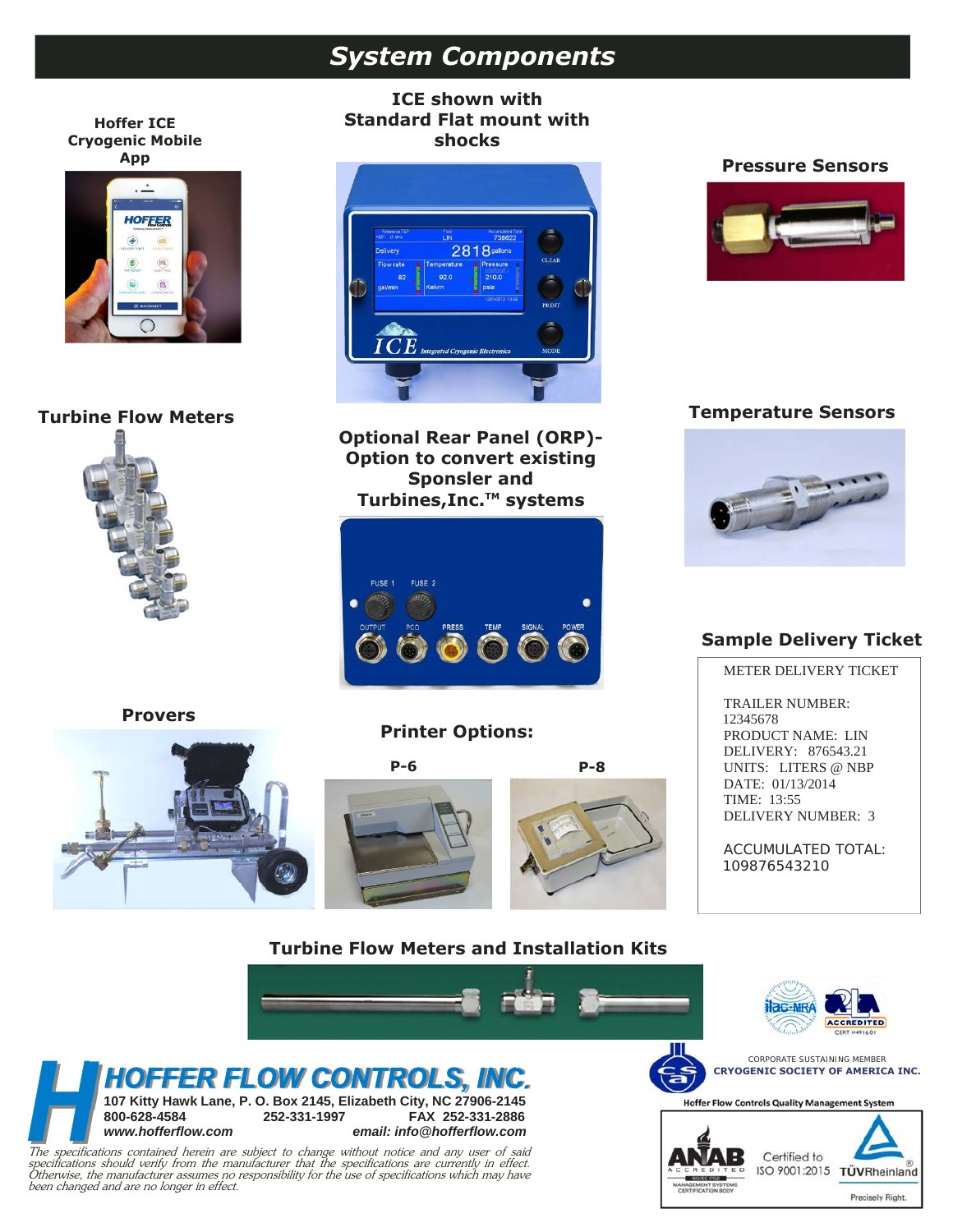# System Components

**Hoffer ICE Cryogenic Mobile App**

**ICE shown with Standard Flat mount with shocks**

**Pressure Sensors**

**Turbine Flow Meters**

**Optional Rear Panel (ORP)- Option to convert existing Sponsler and Turbines,Inc.™ systems**

**Temperature Sensors**

**Sample Delivery Ticket**

METER DELIVERY TICKET

TRAILER NUMBER: 12345678
PRODUCT NAME: LIN
DELIVERY: 876543.21
UNITS: LITERS @ NBP
DATE: 01/13/2014
TIME: 13:55
DELIVERY NUMBER: 3

ACCUMULATED TOTAL: 109876543210

**Provers**

**Printer Options:**

**P-6**

**P-8**

**Turbine Flow Meters and Installation Kits**

**HOFFER FLOW CONTROLS, INC.**
107 Kitty Hawk Lane, P. O. Box 2145, Elizabeth City, NC 27906-2145
800-628-4584 252-331-1997 FAX 252-331-2886
*www.hofferflow.com* *email: info@hofferflow.com*

*The specifications contained herein are subject to change without notice and any user of said specifications should verify from the manufacturer that the specifications are currently in effect. Otherwise, the manufacturer assumes no responsibility for the use of specifications which may have been changed and are no longer in effect.*

CORPORATE SUSTAINING MEMBER
**CRYOGENIC SOCIETY OF AMERICA INC.**

Hoffer Flow Controls Quality Management System

Certified to ISO 9001:2015

Precisely Right.